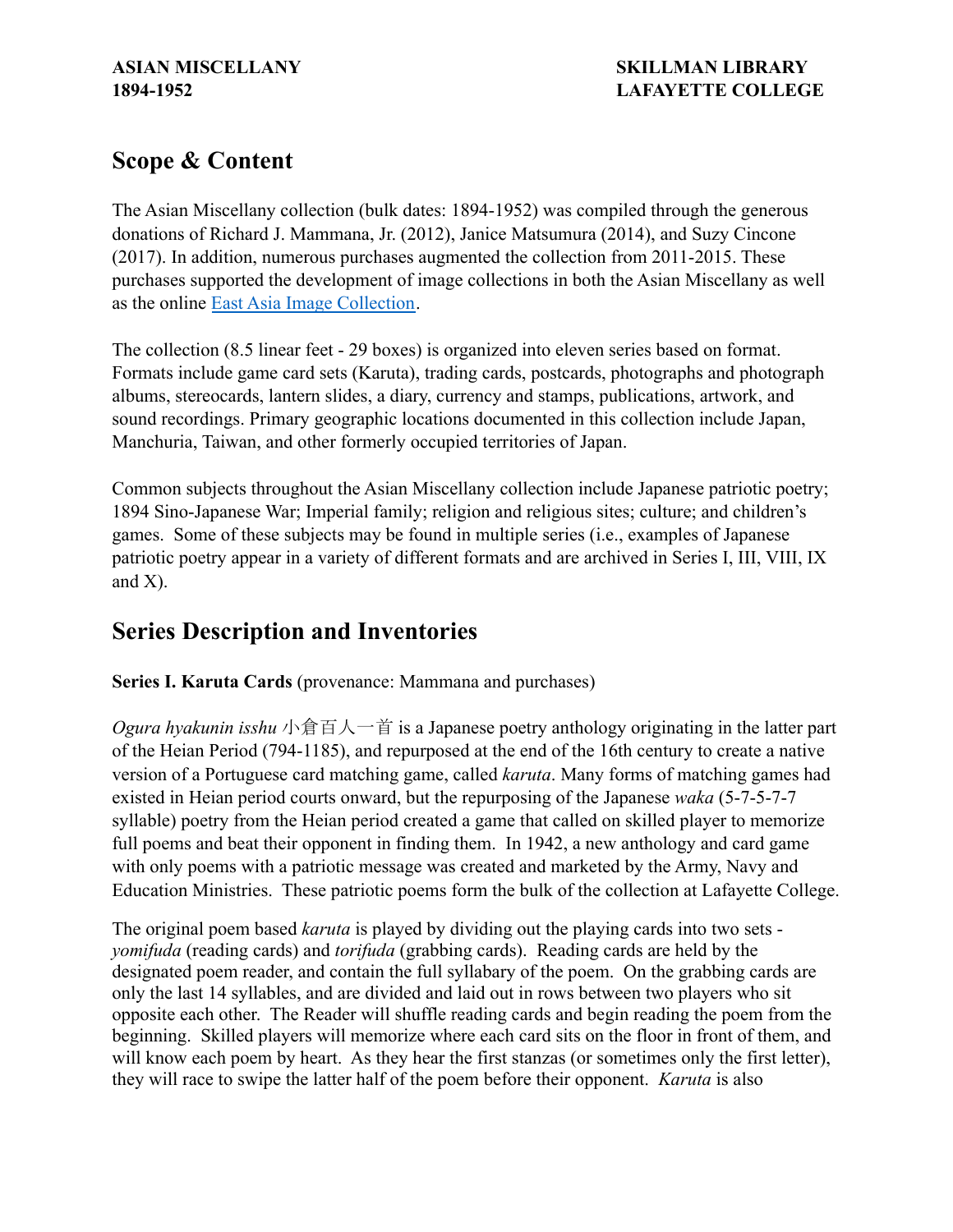**ASIAN MISCELLANY**
**1894-1952**

**SKILLMAN LIBRARY**
**LAFAYETTE COLLEGE**

## Scope & Content

The Asian Miscellany collection (bulk dates: 1894-1952) was compiled through the generous donations of Richard J. Mammana, Jr. (2012), Janice Matsumura (2014), and Suzy Cincone (2017). In addition, numerous purchases augmented the collection from 2011-2015. These purchases supported the development of image collections in both the Asian Miscellany as well as the online East Asia Image Collection.

The collection (8.5 linear feet - 29 boxes) is organized into eleven series based on format. Formats include game card sets (Karuta), trading cards, postcards, photographs and photograph albums, stereocards, lantern slides, a diary, currency and stamps, publications, artwork, and sound recordings. Primary geographic locations documented in this collection include Japan, Manchuria, Taiwan, and other formerly occupied territories of Japan.

Common subjects throughout the Asian Miscellany collection include Japanese patriotic poetry; 1894 Sino-Japanese War; Imperial family; religion and religious sites; culture; and children's games. Some of these subjects may be found in multiple series (i.e., examples of Japanese patriotic poetry appear in a variety of different formats and are archived in Series I, III, VIII, IX and X).

## Series Description and Inventories

**Series I. Karuta Cards** (provenance: Mammana and purchases)

*Ogura hyakunin isshu* 小倉百人一首 is a Japanese poetry anthology originating in the latter part of the Heian Period (794-1185), and repurposed at the end of the 16th century to create a native version of a Portuguese card matching game, called *karuta*. Many forms of matching games had existed in Heian period courts onward, but the repurposing of the Japanese *waka* (5-7-5-7-7 syllable) poetry from the Heian period created a game that called on skilled player to memorize full poems and beat their opponent in finding them. In 1942, a new anthology and card game with only poems with a patriotic message was created and marketed by the Army, Navy and Education Ministries. These patriotic poems form the bulk of the collection at Lafayette College.

The original poem based *karuta* is played by dividing out the playing cards into two sets - *yomifuda* (reading cards) and *torifuda* (grabbing cards). Reading cards are held by the designated poem reader, and contain the full syllabary of the poem. On the grabbing cards are only the last 14 syllables, and are divided and laid out in rows between two players who sit opposite each other. The Reader will shuffle reading cards and begin reading the poem from the beginning. Skilled players will memorize where each card sits on the floor in front of them, and will know each poem by heart. As they hear the first stanzas (or sometimes only the first letter), they will race to swipe the latter half of the poem before their opponent. *Karuta* is also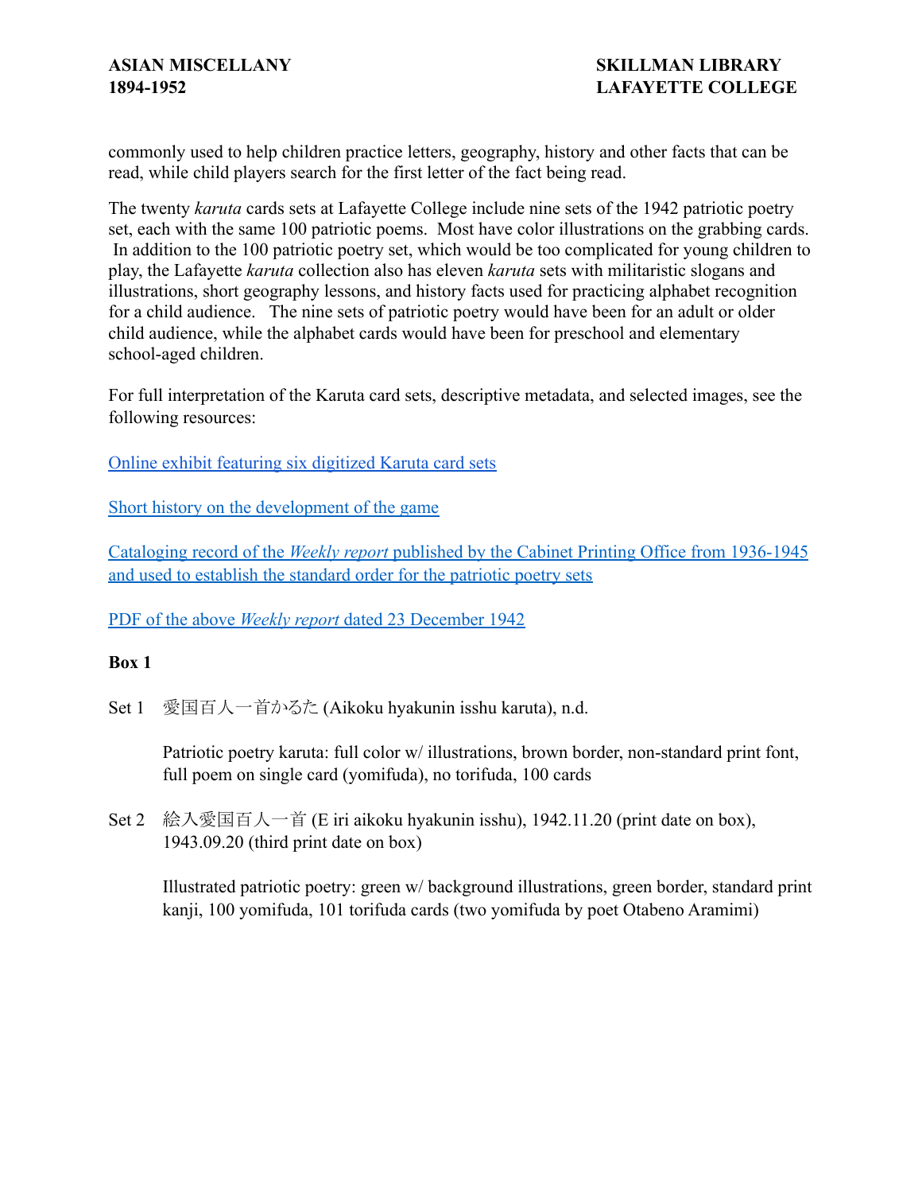commonly used to help children practice letters, geography, history and other facts that can be read, while child players search for the first letter of the fact being read.

The twenty *karuta* cards sets at Lafayette College include nine sets of the 1942 patriotic poetry set, each with the same 100 patriotic poems. Most have color illustrations on the grabbing cards. In addition to the 100 patriotic poetry set, which would be too complicated for young children to play, the Lafayette *karuta* collection also has eleven *karuta* sets with militaristic slogans and illustrations, short geography lessons, and history facts used for practicing alphabet recognition for a child audience. The nine sets of patriotic poetry would have been for an adult or older child audience, while the alphabet cards would have been for preschool and elementary school-aged children.

For full interpretation of the Karuta card sets, descriptive metadata, and selected images, see the following resources:

Online exhibit featuring six digitized Karuta card sets

Short history on the development of the game

Cataloging record of the *Weekly report* published by the Cabinet Printing Office from 1936-1945 and used to establish the standard order for the patriotic poetry sets

PDF of the above *Weekly report* dated 23 December 1942

**Box 1**

Set 1 愛国百人一首かるた (Aikoku hyakunin isshu karuta), n.d.

Patriotic poetry karuta: full color w/ illustrations, brown border, non-standard print font, full poem on single card (yomifuda), no torifuda, 100 cards

Set 2 絵入愛国百人一首 (E iri aikoku hyakunin isshu), 1942.11.20 (print date on box), 1943.09.20 (third print date on box)

Illustrated patriotic poetry: green w/ background illustrations, green border, standard print kanji, 100 yomifuda, 101 torifuda cards (two yomifuda by poet Otabeno Aramimi)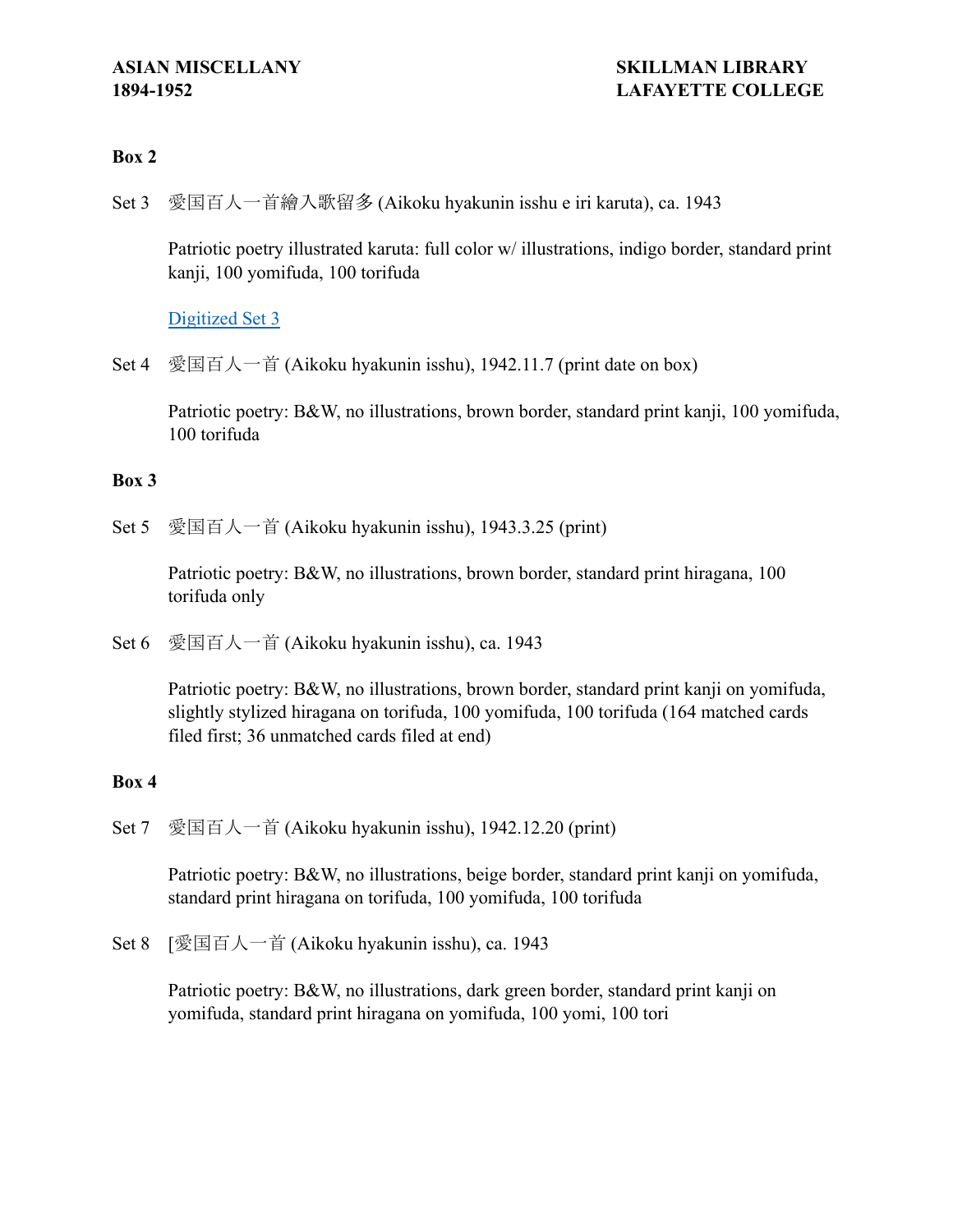## Box 2

Set 3 愛国百人一首繪入歌留多 (Aikoku hyakunin isshu e iri karuta), ca. 1943

Patriotic poetry illustrated karuta: full color w/ illustrations, indigo border, standard print kanji, 100 yomifuda, 100 torifuda

Digitized Set 3

Set 4 愛国百人一首 (Aikoku hyakunin isshu), 1942.11.7 (print date on box)

Patriotic poetry: B&W, no illustrations, brown border, standard print kanji, 100 yomifuda, 100 torifuda

## Box 3

Set 5 愛国百人一首 (Aikoku hyakunin isshu), 1943.3.25 (print)

Patriotic poetry: B&W, no illustrations, brown border, standard print hiragana, 100 torifuda only

Set 6 愛国百人一首 (Aikoku hyakunin isshu), ca. 1943

Patriotic poetry: B&W, no illustrations, brown border, standard print kanji on yomifuda, slightly stylized hiragana on torifuda, 100 yomifuda, 100 torifuda (164 matched cards filed first; 36 unmatched cards filed at end)

## Box 4

Set 7 愛国百人一首 (Aikoku hyakunin isshu), 1942.12.20 (print)

Patriotic poetry: B&W, no illustrations, beige border, standard print kanji on yomifuda, standard print hiragana on torifuda, 100 yomifuda, 100 torifuda

Set 8 [愛国百人一首 (Aikoku hyakunin isshu), ca. 1943

Patriotic poetry: B&W, no illustrations, dark green border, standard print kanji on yomifuda, standard print hiragana on yomifuda, 100 yomi, 100 tori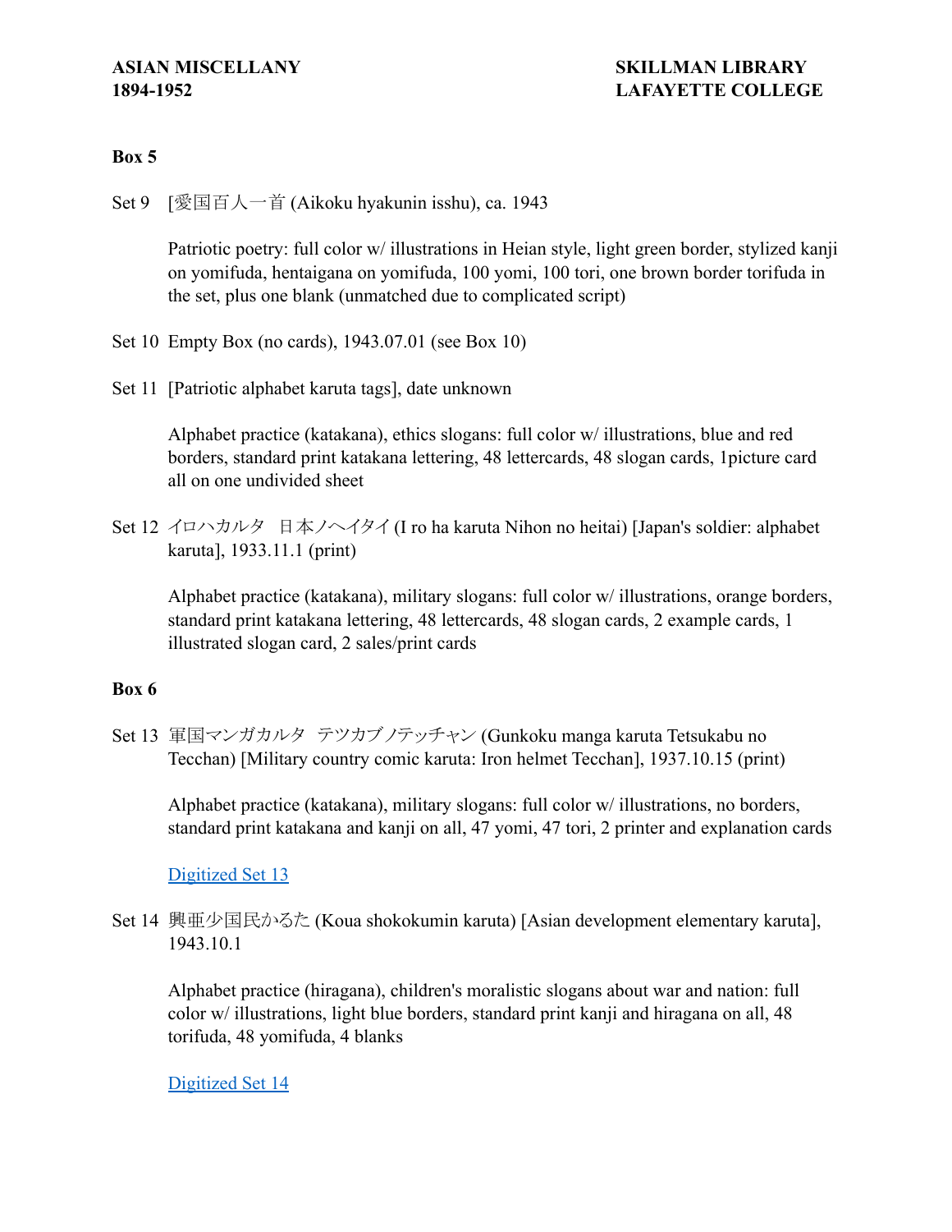**Box 5**

Set 9 [愛国百人一首 (Aikoku hyakunin isshu), ca. 1943

Patriotic poetry: full color w/ illustrations in Heian style, light green border, stylized kanji on yomifuda, hentaigana on yomifuda, 100 yomi, 100 tori, one brown border torifuda in the set, plus one blank (unmatched due to complicated script)

Set 10 Empty Box (no cards), 1943.07.01 (see Box 10)

Set 11 [Patriotic alphabet karuta tags], date unknown

Alphabet practice (katakana), ethics slogans: full color w/ illustrations, blue and red borders, standard print katakana lettering, 48 lettercards, 48 slogan cards, 1picture card all on one undivided sheet

Set 12 イロハカルタ　日本ノヘイタイ (I ro ha karuta Nihon no heitai) [Japan's soldier: alphabet karuta], 1933.11.1 (print)

Alphabet practice (katakana), military slogans: full color w/ illustrations, orange borders, standard print katakana lettering, 48 lettercards, 48 slogan cards, 2 example cards, 1 illustrated slogan card, 2 sales/print cards

**Box 6**

Set 13 軍国マンガカルタ　テツカブノテッチャン (Gunkoku manga karuta Tetsukabu no Tecchan) [Military country comic karuta: Iron helmet Tecchan], 1937.10.15 (print)

Alphabet practice (katakana), military slogans: full color w/ illustrations, no borders, standard print katakana and kanji on all, 47 yomi, 47 tori, 2 printer and explanation cards

Digitized Set 13

Set 14 興亜少国民かるた (Koua shokokumin karuta) [Asian development elementary karuta], 1943.10.1

Alphabet practice (hiragana), children's moralistic slogans about war and nation: full color w/ illustrations, light blue borders, standard print kanji and hiragana on all, 48 torifuda, 48 yomifuda, 4 blanks

Digitized Set 14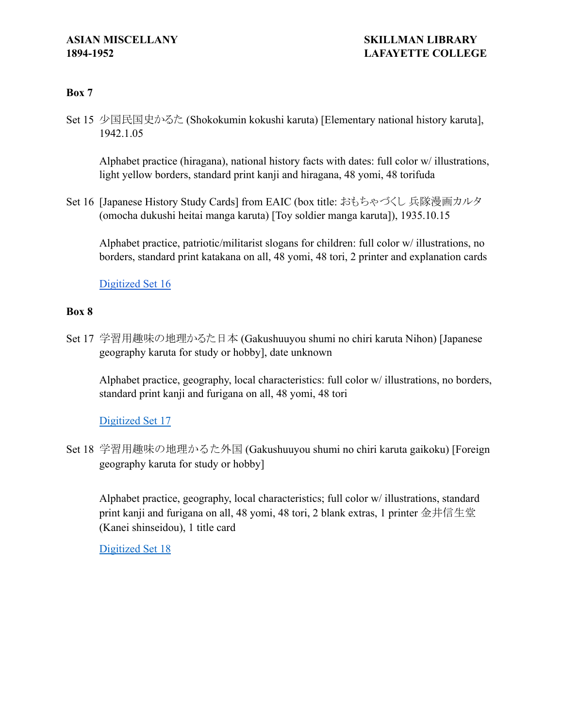## Box 7

Set 15 少国民国史かるた (Shokokumin kokushi karuta) [Elementary national history karuta], 1942.1.05

Alphabet practice (hiragana), national history facts with dates: full color w/ illustrations, light yellow borders, standard print kanji and hiragana, 48 yomi, 48 torifuda

Set 16 [Japanese History Study Cards] from EAIC (box title: おもちゃづくし 兵隊漫画カルタ (omocha dukushi heitai manga karuta) [Toy soldier manga karuta]), 1935.10.15

Alphabet practice, patriotic/militarist slogans for children: full color w/ illustrations, no borders, standard print katakana on all, 48 yomi, 48 tori, 2 printer and explanation cards

Digitized Set 16

## Box 8

Set 17 学習用趣味の地理かるた日本 (Gakushuuyou shumi no chiri karuta Nihon) [Japanese geography karuta for study or hobby], date unknown

Alphabet practice, geography, local characteristics: full color w/ illustrations, no borders, standard print kanji and furigana on all, 48 yomi, 48 tori

Digitized Set 17

Set 18 学習用趣味の地理かるた外国 (Gakushuuyou shumi no chiri karuta gaikoku) [Foreign geography karuta for study or hobby]

Alphabet practice, geography, local characteristics; full color w/ illustrations, standard print kanji and furigana on all, 48 yomi, 48 tori, 2 blank extras, 1 printer 金井信生堂 (Kanei shinseidou), 1 title card

Digitized Set 18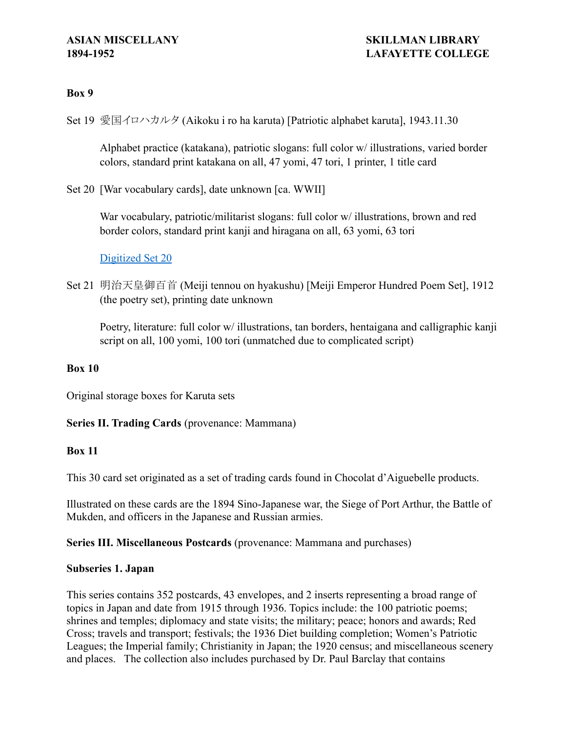**Box 9**

Set 19 愛国イロハカルタ (Aikoku i ro ha karuta) [Patriotic alphabet karuta], 1943.11.30

Alphabet practice (katakana), patriotic slogans: full color w/ illustrations, varied border colors, standard print katakana on all, 47 yomi, 47 tori, 1 printer, 1 title card

Set 20 [War vocabulary cards], date unknown [ca. WWII]

War vocabulary, patriotic/militarist slogans: full color w/ illustrations, brown and red border colors, standard print kanji and hiragana on all, 63 yomi, 63 tori

Digitized Set 20

Set 21 明治天皇御百首 (Meiji tennou on hyakushu) [Meiji Emperor Hundred Poem Set], 1912 (the poetry set), printing date unknown

Poetry, literature: full color w/ illustrations, tan borders, hentaigana and calligraphic kanji script on all, 100 yomi, 100 tori (unmatched due to complicated script)

**Box 10**

Original storage boxes for Karuta sets

**Series II. Trading Cards** (provenance: Mammana)

**Box 11**

This 30 card set originated as a set of trading cards found in Chocolat d'Aiguebelle products.

Illustrated on these cards are the 1894 Sino-Japanese war, the Siege of Port Arthur, the Battle of Mukden, and officers in the Japanese and Russian armies.

**Series III. Miscellaneous Postcards** (provenance: Mammana and purchases)

**Subseries 1. Japan**

This series contains 352 postcards, 43 envelopes, and 2 inserts representing a broad range of topics in Japan and date from 1915 through 1936. Topics include: the 100 patriotic poems; shrines and temples; diplomacy and state visits; the military; peace; honors and awards; Red Cross; travels and transport; festivals; the 1936 Diet building completion; Women's Patriotic Leagues; the Imperial family; Christianity in Japan; the 1920 census; and miscellaneous scenery and places. The collection also includes purchased by Dr. Paul Barclay that contains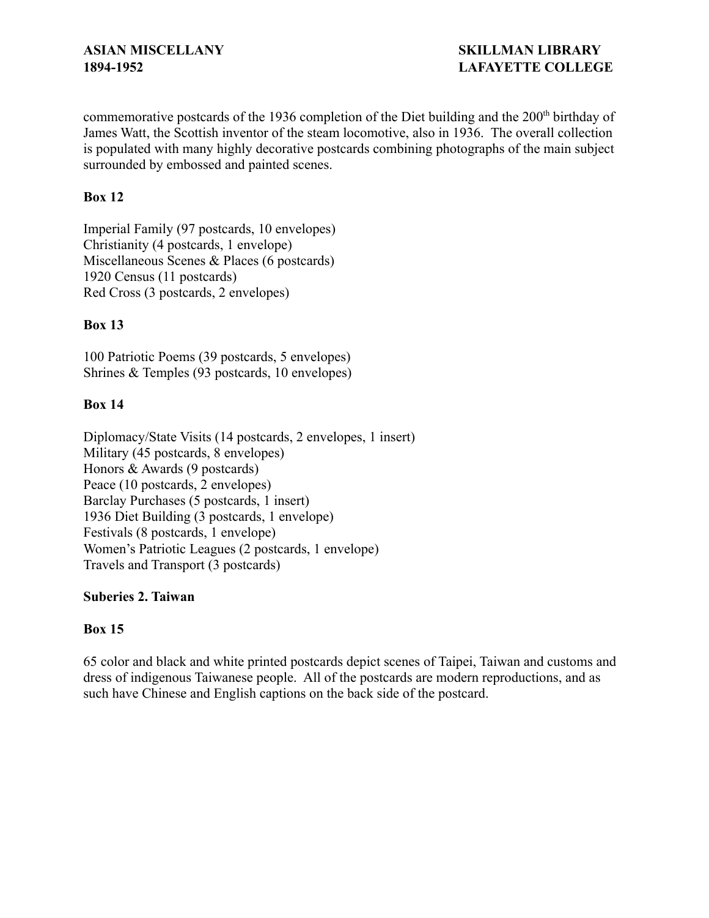commemorative postcards of the 1936 completion of the Diet building and the 200th birthday of James Watt, the Scottish inventor of the steam locomotive, also in 1936. The overall collection is populated with many highly decorative postcards combining photographs of the main subject surrounded by embossed and painted scenes.

**Box 12**

Imperial Family (97 postcards, 10 envelopes)
Christianity (4 postcards, 1 envelope)
Miscellaneous Scenes & Places (6 postcards)
1920 Census (11 postcards)
Red Cross (3 postcards, 2 envelopes)

**Box 13**

100 Patriotic Poems (39 postcards, 5 envelopes)
Shrines & Temples (93 postcards, 10 envelopes)

**Box 14**

Diplomacy/State Visits (14 postcards, 2 envelopes, 1 insert)
Military (45 postcards, 8 envelopes)
Honors & Awards (9 postcards)
Peace (10 postcards, 2 envelopes)
Barclay Purchases (5 postcards, 1 insert)
1936 Diet Building (3 postcards, 1 envelope)
Festivals (8 postcards, 1 envelope)
Women's Patriotic Leagues (2 postcards, 1 envelope)
Travels and Transport (3 postcards)

**Suberies 2. Taiwan**

**Box 15**

65 color and black and white printed postcards depict scenes of Taipei, Taiwan and customs and dress of indigenous Taiwanese people. All of the postcards are modern reproductions, and as such have Chinese and English captions on the back side of the postcard.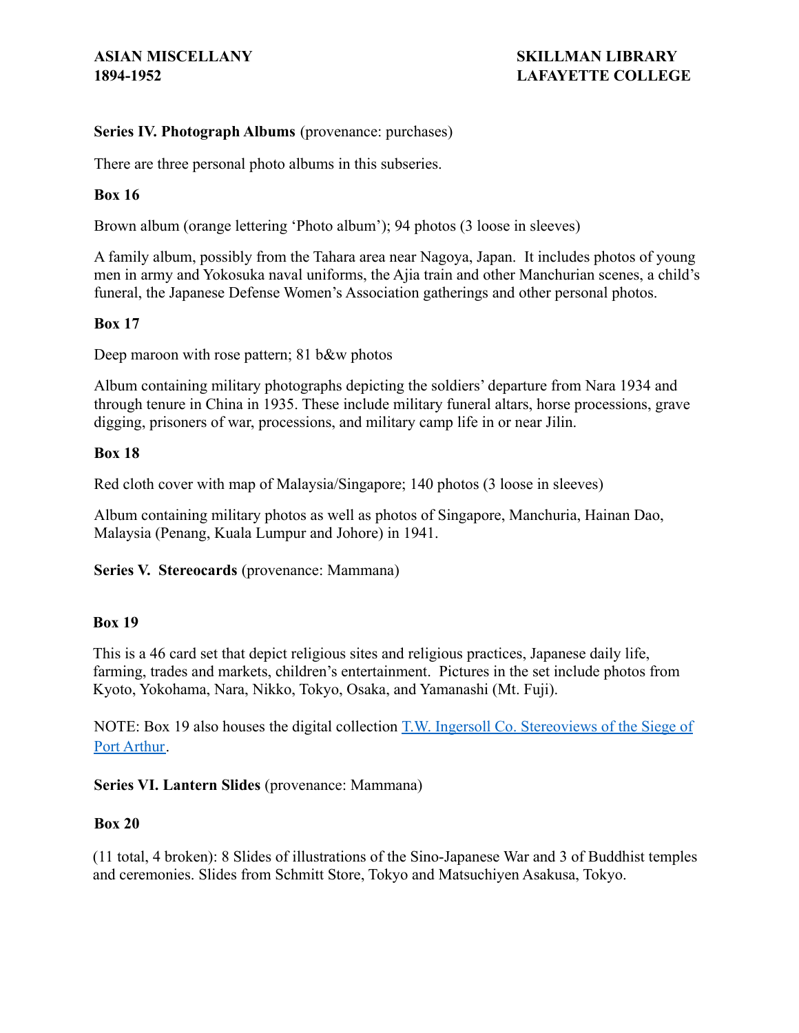**Series IV. Photograph Albums** (provenance: purchases)

There are three personal photo albums in this subseries.

**Box 16**

Brown album (orange lettering 'Photo album'); 94 photos (3 loose in sleeves)

A family album, possibly from the Tahara area near Nagoya, Japan. It includes photos of young men in army and Yokosuka naval uniforms, the Ajia train and other Manchurian scenes, a child's funeral, the Japanese Defense Women's Association gatherings and other personal photos.

**Box 17**

Deep maroon with rose pattern; 81 b&w photos

Album containing military photographs depicting the soldiers' departure from Nara 1934 and through tenure in China in 1935. These include military funeral altars, horse processions, grave digging, prisoners of war, processions, and military camp life in or near Jilin.

**Box 18**

Red cloth cover with map of Malaysia/Singapore; 140 photos (3 loose in sleeves)

Album containing military photos as well as photos of Singapore, Manchuria, Hainan Dao, Malaysia (Penang, Kuala Lumpur and Johore) in 1941.

**Series V. Stereocards** (provenance: Mammana)

**Box 19**

This is a 46 card set that depict religious sites and religious practices, Japanese daily life, farming, trades and markets, children's entertainment. Pictures in the set include photos from Kyoto, Yokohama, Nara, Nikko, Tokyo, Osaka, and Yamanashi (Mt. Fuji).

NOTE: Box 19 also houses the digital collection T.W. Ingersoll Co. Stereoviews of the Siege of Port Arthur.

**Series VI. Lantern Slides** (provenance: Mammana)

**Box 20**

(11 total, 4 broken): 8 Slides of illustrations of the Sino-Japanese War and 3 of Buddhist temples and ceremonies. Slides from Schmitt Store, Tokyo and Matsuchiyen Asakusa, Tokyo.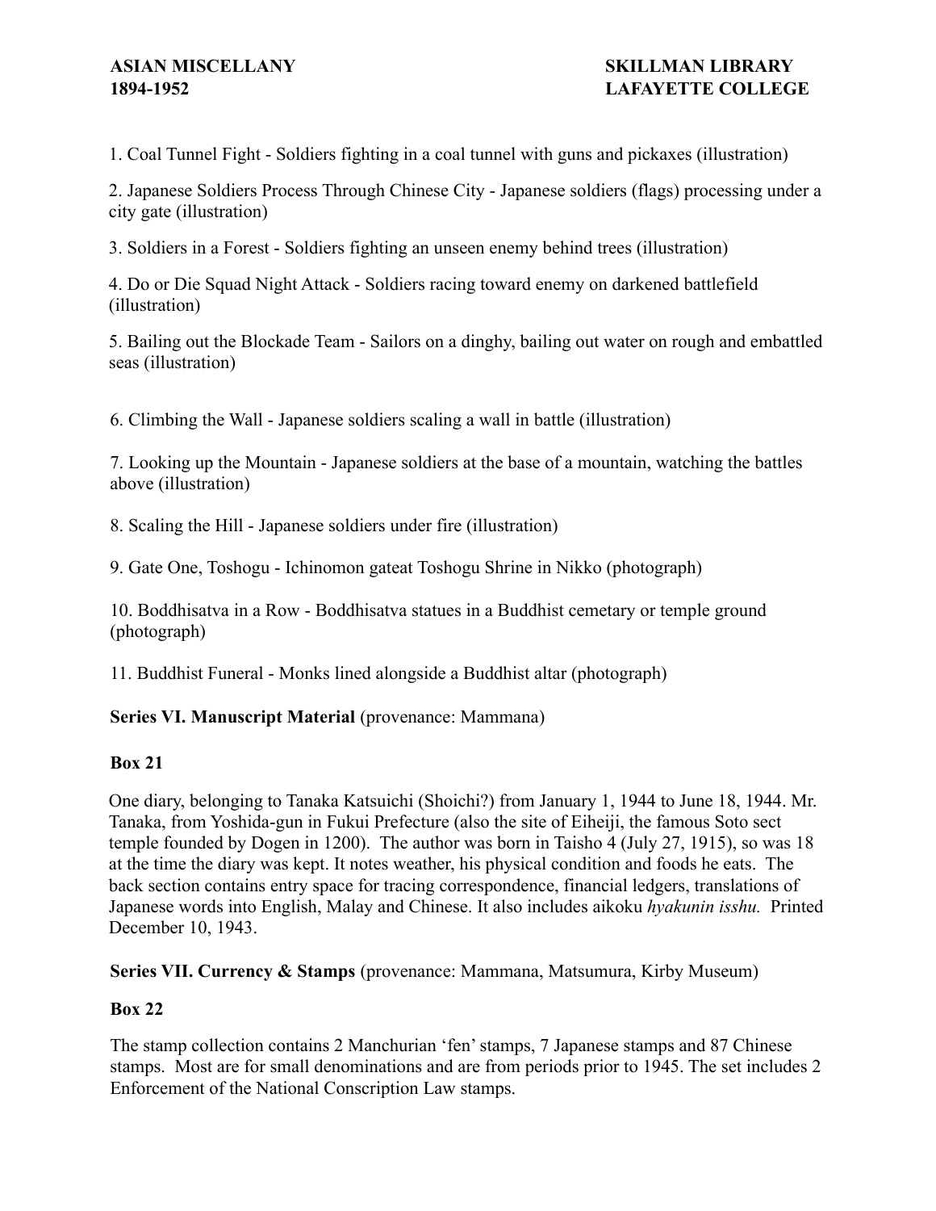1. Coal Tunnel Fight - Soldiers fighting in a coal tunnel with guns and pickaxes (illustration)

2. Japanese Soldiers Process Through Chinese City - Japanese soldiers (flags) processing under a city gate (illustration)

3. Soldiers in a Forest - Soldiers fighting an unseen enemy behind trees (illustration)

4. Do or Die Squad Night Attack - Soldiers racing toward enemy on darkened battlefield (illustration)

5. Bailing out the Blockade Team - Sailors on a dinghy, bailing out water on rough and embattled seas (illustration)

6. Climbing the Wall - Japanese soldiers scaling a wall in battle (illustration)

7. Looking up the Mountain - Japanese soldiers at the base of a mountain, watching the battles above (illustration)

8. Scaling the Hill - Japanese soldiers under fire (illustration)

9. Gate One, Toshogu - Ichinomon gateat Toshogu Shrine in Nikko (photograph)

10. Boddhisatva in a Row - Boddhisatva statues in a Buddhist cemetary or temple ground (photograph)

11. Buddhist Funeral - Monks lined alongside a Buddhist altar (photograph)

**Series VI. Manuscript Material** (provenance: Mammana)

**Box 21**

One diary, belonging to Tanaka Katsuichi (Shoichi?) from January 1, 1944 to June 18, 1944. Mr. Tanaka, from Yoshida-gun in Fukui Prefecture (also the site of Eiheiji, the famous Soto sect temple founded by Dogen in 1200). The author was born in Taisho 4 (July 27, 1915), so was 18 at the time the diary was kept. It notes weather, his physical condition and foods he eats. The back section contains entry space for tracing correspondence, financial ledgers, translations of Japanese words into English, Malay and Chinese. It also includes aikoku *hyakunin isshu.* Printed December 10, 1943.

**Series VII. Currency & Stamps** (provenance: Mammana, Matsumura, Kirby Museum)

**Box 22**

The stamp collection contains 2 Manchurian 'fen' stamps, 7 Japanese stamps and 87 Chinese stamps. Most are for small denominations and are from periods prior to 1945. The set includes 2 Enforcement of the National Conscription Law stamps.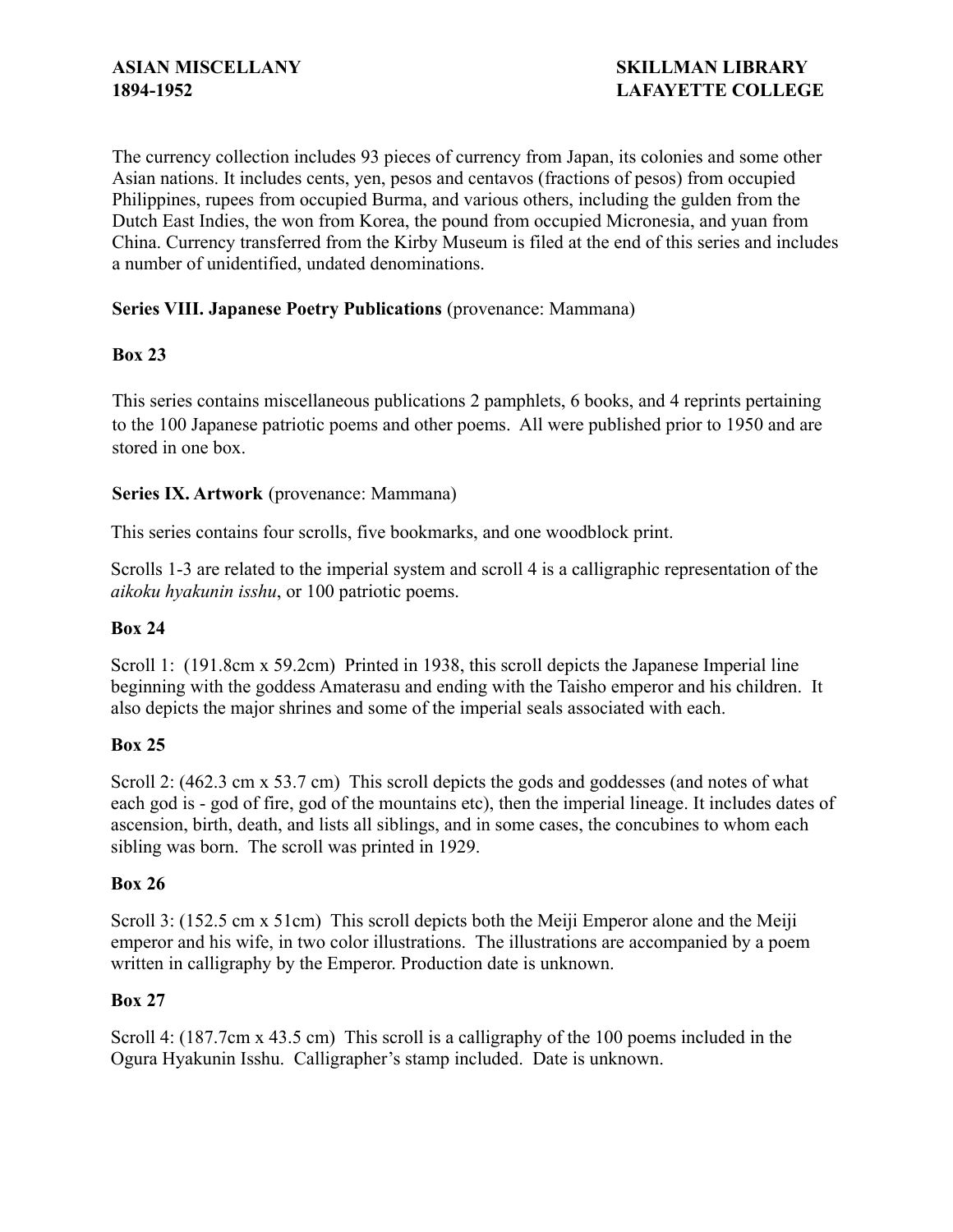The currency collection includes 93 pieces of currency from Japan, its colonies and some other Asian nations. It includes cents, yen, pesos and centavos (fractions of pesos) from occupied Philippines, rupees from occupied Burma, and various others, including the gulden from the Dutch East Indies, the won from Korea, the pound from occupied Micronesia, and yuan from China. Currency transferred from the Kirby Museum is filed at the end of this series and includes a number of unidentified, undated denominations.

**Series VIII. Japanese Poetry Publications** (provenance: Mammana)

**Box 23**

This series contains miscellaneous publications 2 pamphlets, 6 books, and 4 reprints pertaining to the 100 Japanese patriotic poems and other poems. All were published prior to 1950 and are stored in one box.

**Series IX. Artwork** (provenance: Mammana)

This series contains four scrolls, five bookmarks, and one woodblock print.

Scrolls 1-3 are related to the imperial system and scroll 4 is a calligraphic representation of the *aikoku hyakunin isshu*, or 100 patriotic poems.

**Box 24**

Scroll 1: (191.8cm x 59.2cm) Printed in 1938, this scroll depicts the Japanese Imperial line beginning with the goddess Amaterasu and ending with the Taisho emperor and his children. It also depicts the major shrines and some of the imperial seals associated with each.

**Box 25**

Scroll 2: (462.3 cm x 53.7 cm) This scroll depicts the gods and goddesses (and notes of what each god is - god of fire, god of the mountains etc), then the imperial lineage. It includes dates of ascension, birth, death, and lists all siblings, and in some cases, the concubines to whom each sibling was born. The scroll was printed in 1929.

**Box 26**

Scroll 3: (152.5 cm x 51cm) This scroll depicts both the Meiji Emperor alone and the Meiji emperor and his wife, in two color illustrations. The illustrations are accompanied by a poem written in calligraphy by the Emperor. Production date is unknown.

**Box 27**

Scroll 4: (187.7cm x 43.5 cm) This scroll is a calligraphy of the 100 poems included in the Ogura Hyakunin Isshu. Calligrapher's stamp included. Date is unknown.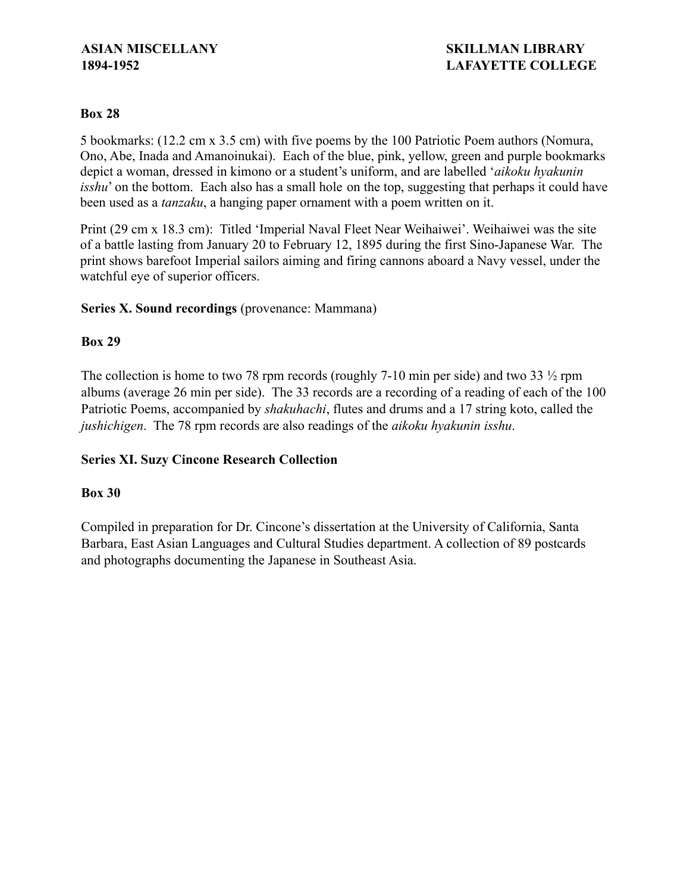**Box 28**

5 bookmarks: (12.2 cm x 3.5 cm) with five poems by the 100 Patriotic Poem authors (Nomura, Ono, Abe, Inada and Amanoinukai). Each of the blue, pink, yellow, green and purple bookmarks depict a woman, dressed in kimono or a student's uniform, and are labelled '*aikoku hyakunin isshu*' on the bottom. Each also has a small hole on the top, suggesting that perhaps it could have been used as a *tanzaku*, a hanging paper ornament with a poem written on it.

Print (29 cm x 18.3 cm): Titled 'Imperial Naval Fleet Near Weihaiwei'. Weihaiwei was the site of a battle lasting from January 20 to February 12, 1895 during the first Sino-Japanese War. The print shows barefoot Imperial sailors aiming and firing cannons aboard a Navy vessel, under the watchful eye of superior officers.

**Series X. Sound recordings** (provenance: Mammana)

**Box 29**

The collection is home to two 78 rpm records (roughly 7-10 min per side) and two 33 ½ rpm albums (average 26 min per side). The 33 records are a recording of a reading of each of the 100 Patriotic Poems, accompanied by *shakuhachi*, flutes and drums and a 17 string koto, called the *jushichigen*. The 78 rpm records are also readings of the *aikoku hyakunin isshu*.

**Series XI. Suzy Cincone Research Collection**

**Box 30**

Compiled in preparation for Dr. Cincone's dissertation at the University of California, Santa Barbara, East Asian Languages and Cultural Studies department. A collection of 89 postcards and photographs documenting the Japanese in Southeast Asia.